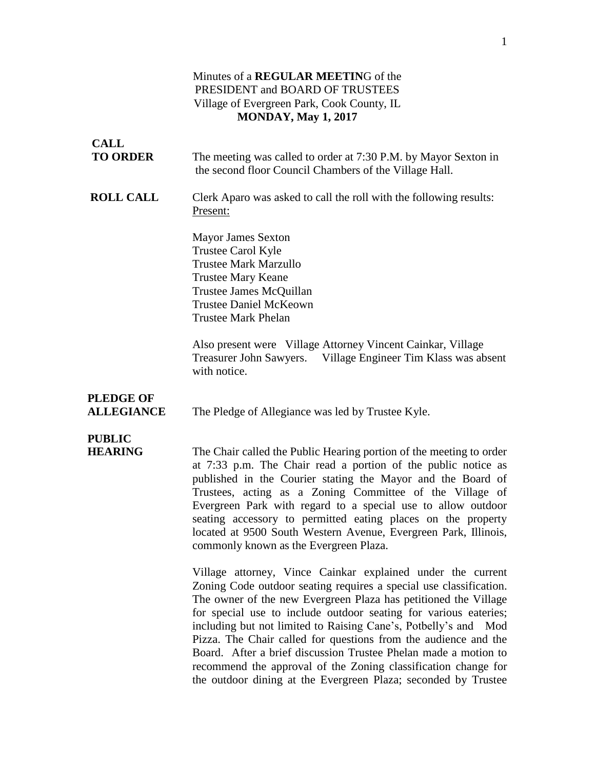Minutes of a **REGULAR MEETIN**G of the
PRESIDENT and BOARD OF TRUSTEES
Village of Evergreen Park, Cook County, IL
**MONDAY, May 1, 2017**

**CALL TO ORDER**

The meeting was called to order at 7:30 P.M. by Mayor Sexton in the second floor Council Chambers of the Village Hall.

**ROLL CALL**

Clerk Aparo was asked to call the roll with the following results: Present:

Mayor James Sexton
Trustee Carol Kyle
Trustee Mark Marzullo
Trustee Mary Keane
Trustee James McQuillan
Trustee Daniel McKeown
Trustee Mark Phelan

Also present were Village Attorney Vincent Cainkar, Village Treasurer John Sawyers. Village Engineer Tim Klass was absent with notice.

**PLEDGE OF ALLEGIANCE**

The Pledge of Allegiance was led by Trustee Kyle.

**PUBLIC HEARING**

The Chair called the Public Hearing portion of the meeting to order at 7:33 p.m. The Chair read a portion of the public notice as published in the Courier stating the Mayor and the Board of Trustees, acting as a Zoning Committee of the Village of Evergreen Park with regard to a special use to allow outdoor seating accessory to permitted eating places on the property located at 9500 South Western Avenue, Evergreen Park, Illinois, commonly known as the Evergreen Plaza.

Village attorney, Vince Cainkar explained under the current Zoning Code outdoor seating requires a special use classification. The owner of the new Evergreen Plaza has petitioned the Village for special use to include outdoor seating for various eateries; including but not limited to Raising Cane's, Potbelly's and Mod Pizza. The Chair called for questions from the audience and the Board. After a brief discussion Trustee Phelan made a motion to recommend the approval of the Zoning classification change for the outdoor dining at the Evergreen Plaza; seconded by Trustee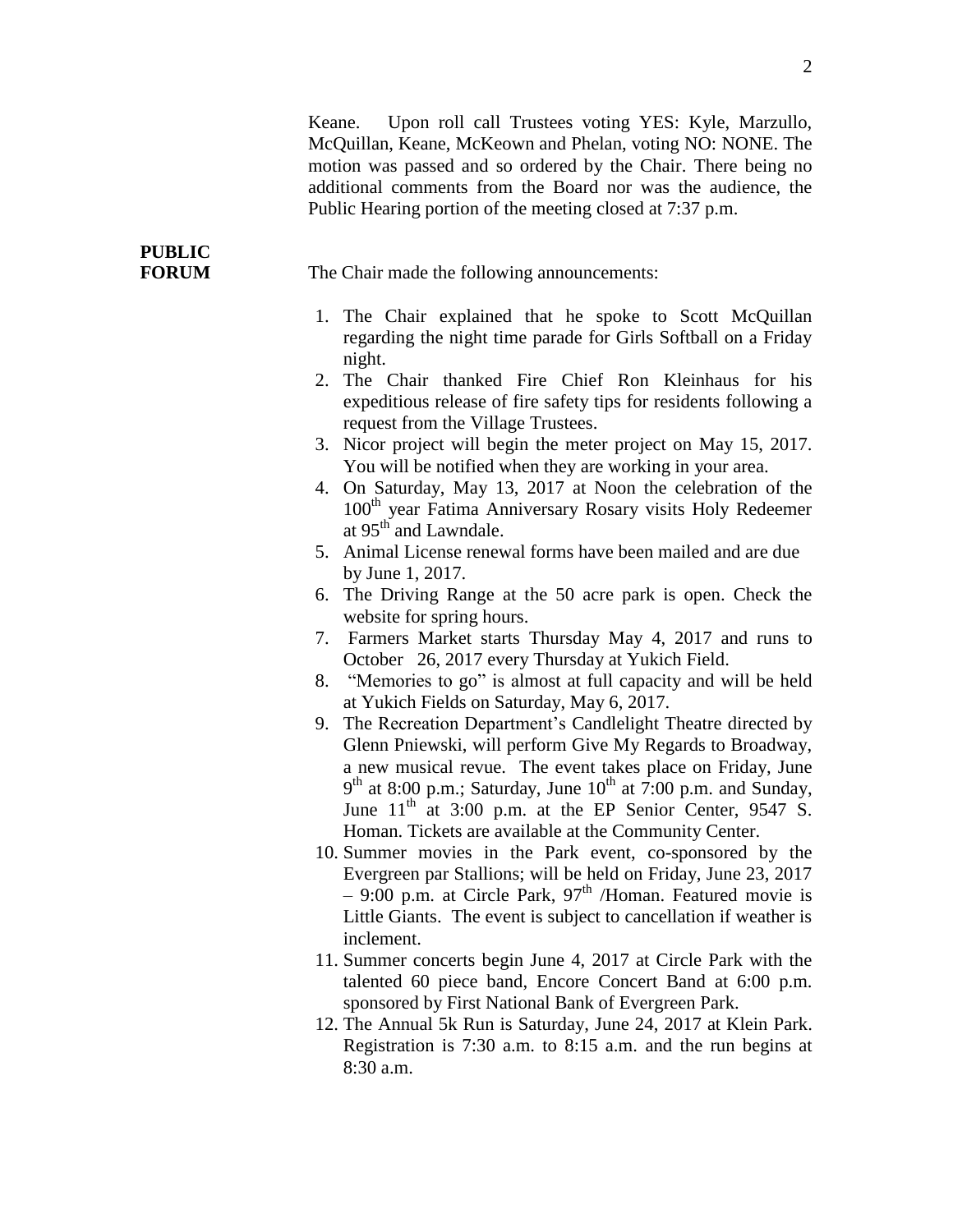Keane. Upon roll call Trustees voting YES: Kyle, Marzullo, McQuillan, Keane, McKeown and Phelan, voting NO: NONE. The motion was passed and so ordered by the Chair. There being no additional comments from the Board nor was the audience, the Public Hearing portion of the meeting closed at 7:37 p.m.

**PUBLIC FORUM**

The Chair made the following announcements:

1. The Chair explained that he spoke to Scott McQuillan regarding the night time parade for Girls Softball on a Friday night.
2. The Chair thanked Fire Chief Ron Kleinhaus for his expeditious release of fire safety tips for residents following a request from the Village Trustees.
3. Nicor project will begin the meter project on May 15, 2017. You will be notified when they are working in your area.
4. On Saturday, May 13, 2017 at Noon the celebration of the 100th year Fatima Anniversary Rosary visits Holy Redeemer at 95th and Lawndale.
5. Animal License renewal forms have been mailed and are due by June 1, 2017.
6. The Driving Range at the 50 acre park is open. Check the website for spring hours.
7. Farmers Market starts Thursday May 4, 2017 and runs to October 26, 2017 every Thursday at Yukich Field.
8. "Memories to go" is almost at full capacity and will be held at Yukich Fields on Saturday, May 6, 2017.
9. The Recreation Department's Candlelight Theatre directed by Glenn Pniewski, will perform Give My Regards to Broadway, a new musical revue. The event takes place on Friday, June 9th at 8:00 p.m.; Saturday, June 10th at 7:00 p.m. and Sunday, June 11th at 3:00 p.m. at the EP Senior Center, 9547 S. Homan. Tickets are available at the Community Center.
10. Summer movies in the Park event, co-sponsored by the Evergreen par Stallions; will be held on Friday, June 23, 2017 – 9:00 p.m. at Circle Park, 97th /Homan. Featured movie is Little Giants. The event is subject to cancellation if weather is inclement.
11. Summer concerts begin June 4, 2017 at Circle Park with the talented 60 piece band, Encore Concert Band at 6:00 p.m. sponsored by First National Bank of Evergreen Park.
12. The Annual 5k Run is Saturday, June 24, 2017 at Klein Park. Registration is 7:30 a.m. to 8:15 a.m. and the run begins at 8:30 a.m.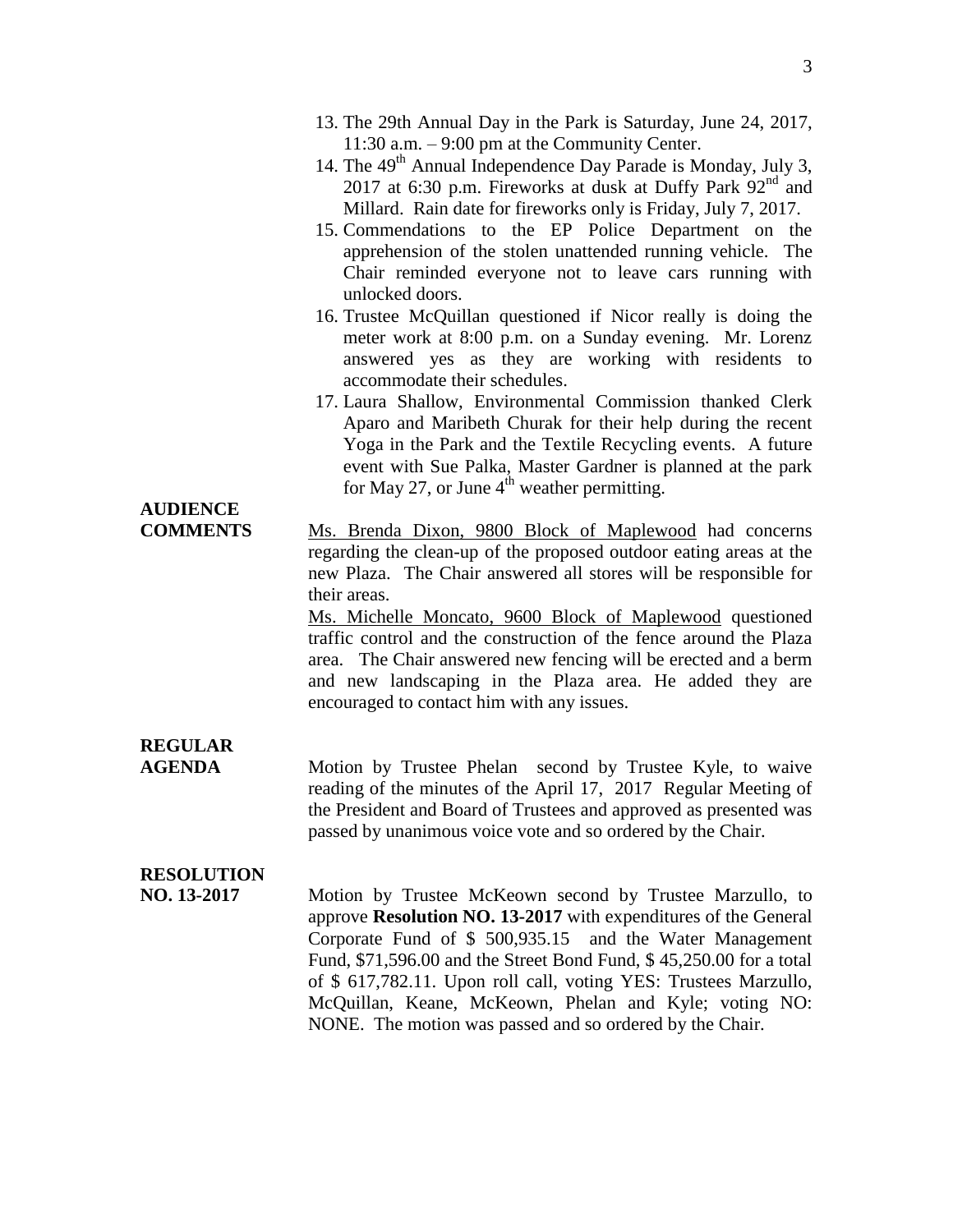13. The 29th Annual Day in the Park is Saturday, June 24, 2017, 11:30 a.m. – 9:00 pm at the Community Center.
14. The 49th Annual Independence Day Parade is Monday, July 3, 2017 at 6:30 p.m. Fireworks at dusk at Duffy Park 92nd and Millard. Rain date for fireworks only is Friday, July 7, 2017.
15. Commendations to the EP Police Department on the apprehension of the stolen unattended running vehicle. The Chair reminded everyone not to leave cars running with unlocked doors.
16. Trustee McQuillan questioned if Nicor really is doing the meter work at 8:00 p.m. on a Sunday evening. Mr. Lorenz answered yes as they are working with residents to accommodate their schedules.
17. Laura Shallow, Environmental Commission thanked Clerk Aparo and Maribeth Churak for their help during the recent Yoga in the Park and the Textile Recycling events. A future event with Sue Palka, Master Gardner is planned at the park for May 27, or June 4th weather permitting.

**AUDIENCE COMMENTS**

Ms. Brenda Dixon, 9800 Block of Maplewood had concerns regarding the clean-up of the proposed outdoor eating areas at the new Plaza. The Chair answered all stores will be responsible for their areas.

Ms. Michelle Moncato, 9600 Block of Maplewood questioned traffic control and the construction of the fence around the Plaza area. The Chair answered new fencing will be erected and a berm and new landscaping in the Plaza area. He added they are encouraged to contact him with any issues.

**REGULAR AGENDA**

Motion by Trustee Phelan second by Trustee Kyle, to waive reading of the minutes of the April 17, 2017 Regular Meeting of the President and Board of Trustees and approved as presented was passed by unanimous voice vote and so ordered by the Chair.

**RESOLUTION NO. 13-2017**

Motion by Trustee McKeown second by Trustee Marzullo, to approve **Resolution NO. 13-2017** with expenditures of the General Corporate Fund of $ 500,935.15 and the Water Management Fund, $71,596.00 and the Street Bond Fund, $ 45,250.00 for a total of $ 617,782.11. Upon roll call, voting YES: Trustees Marzullo, McQuillan, Keane, McKeown, Phelan and Kyle; voting NO: NONE. The motion was passed and so ordered by the Chair.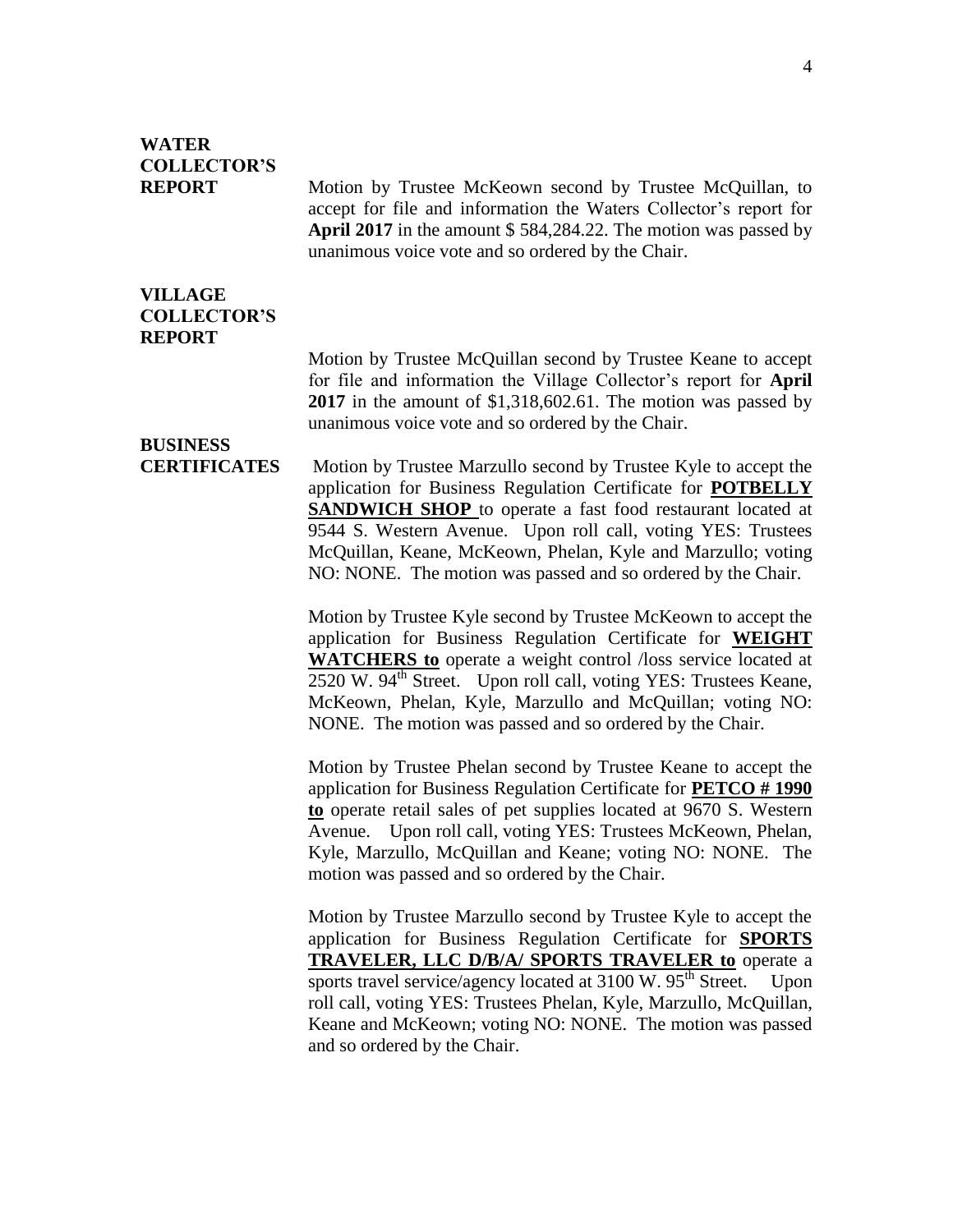**WATER COLLECTOR'S REPORT**

Motion by Trustee McKeown second by Trustee McQuillan, to accept for file and information the Waters Collector's report for **April 2017** in the amount $ 584,284.22. The motion was passed by unanimous voice vote and so ordered by the Chair.

**VILLAGE COLLECTOR'S REPORT**

Motion by Trustee McQuillan second by Trustee Keane to accept for file and information the Village Collector's report for **April 2017** in the amount of $1,318,602.61. The motion was passed by unanimous voice vote and so ordered by the Chair.

**BUSINESS CERTIFICATES**

Motion by Trustee Marzullo second by Trustee Kyle to accept the application for Business Regulation Certificate for **POTBELLY SANDWICH SHOP** to operate a fast food restaurant located at 9544 S. Western Avenue. Upon roll call, voting YES: Trustees McQuillan, Keane, McKeown, Phelan, Kyle and Marzullo; voting NO: NONE. The motion was passed and so ordered by the Chair.

Motion by Trustee Kyle second by Trustee McKeown to accept the application for Business Regulation Certificate for **WEIGHT WATCHERS to** operate a weight control /loss service located at 2520 W. 94th Street. Upon roll call, voting YES: Trustees Keane, McKeown, Phelan, Kyle, Marzullo and McQuillan; voting NO: NONE. The motion was passed and so ordered by the Chair.

Motion by Trustee Phelan second by Trustee Keane to accept the application for Business Regulation Certificate for **PETCO # 1990 to** operate retail sales of pet supplies located at 9670 S. Western Avenue. Upon roll call, voting YES: Trustees McKeown, Phelan, Kyle, Marzullo, McQuillan and Keane; voting NO: NONE. The motion was passed and so ordered by the Chair.

Motion by Trustee Marzullo second by Trustee Kyle to accept the application for Business Regulation Certificate for **SPORTS TRAVELER, LLC D/B/A/ SPORTS TRAVELER to** operate a sports travel service/agency located at 3100 W. 95th Street. Upon roll call, voting YES: Trustees Phelan, Kyle, Marzullo, McQuillan, Keane and McKeown; voting NO: NONE. The motion was passed and so ordered by the Chair.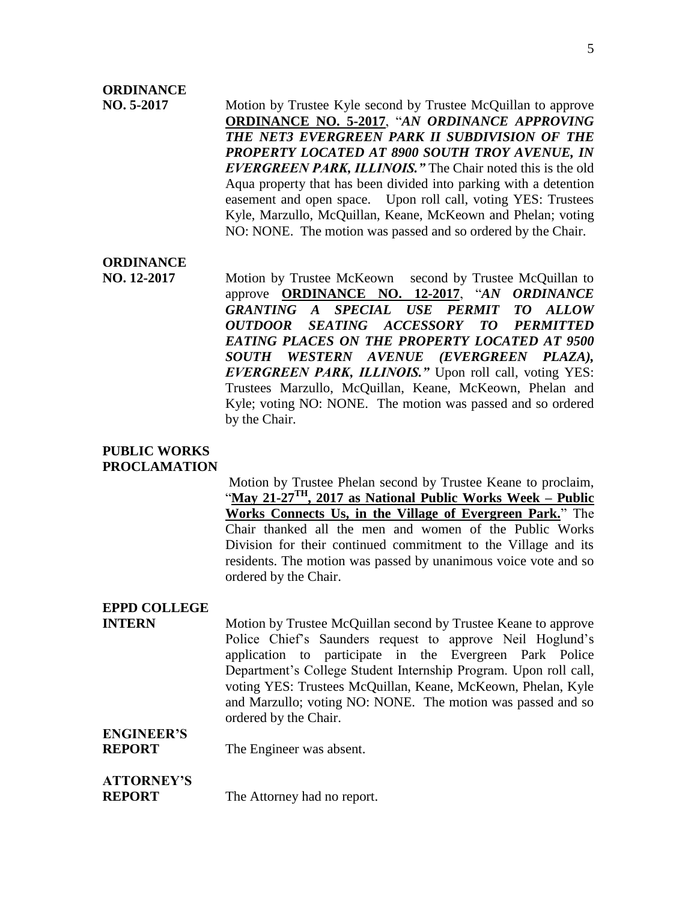**ORDINANCE NO. 5-2017**

Motion by Trustee Kyle second by Trustee McQuillan to approve **ORDINANCE NO. 5-2017**, "***AN ORDINANCE APPROVING THE NET3 EVERGREEN PARK II SUBDIVISION OF THE PROPERTY LOCATED AT 8900 SOUTH TROY AVENUE, IN EVERGREEN PARK, ILLINOIS."*** The Chair noted this is the old Aqua property that has been divided into parking with a detention easement and open space. Upon roll call, voting YES: Trustees Kyle, Marzullo, McQuillan, Keane, McKeown and Phelan; voting NO: NONE. The motion was passed and so ordered by the Chair.

**ORDINANCE NO. 12-2017**

Motion by Trustee McKeown second by Trustee McQuillan to approve **ORDINANCE NO. 12-2017**, "***AN ORDINANCE GRANTING A SPECIAL USE PERMIT TO ALLOW OUTDOOR SEATING ACCESSORY TO PERMITTED EATING PLACES ON THE PROPERTY LOCATED AT 9500 SOUTH WESTERN AVENUE (EVERGREEN PLAZA), EVERGREEN PARK, ILLINOIS."*** Upon roll call, voting YES: Trustees Marzullo, McQuillan, Keane, McKeown, Phelan and Kyle; voting NO: NONE. The motion was passed and so ordered by the Chair.

**PUBLIC WORKS PROCLAMATION**

Motion by Trustee Phelan second by Trustee Keane to proclaim, "**May 21-27TH, 2017 as National Public Works Week – Public Works Connects Us, in the Village of Evergreen Park.**" The Chair thanked all the men and women of the Public Works Division for their continued commitment to the Village and its residents. The motion was passed by unanimous voice vote and so ordered by the Chair.

**EPPD COLLEGE INTERN**

Motion by Trustee McQuillan second by Trustee Keane to approve Police Chief's Saunders request to approve Neil Hoglund's application to participate in the Evergreen Park Police Department's College Student Internship Program. Upon roll call, voting YES: Trustees McQuillan, Keane, McKeown, Phelan, Kyle and Marzullo; voting NO: NONE. The motion was passed and so ordered by the Chair.

**ENGINEER'S REPORT**

The Engineer was absent.

**ATTORNEY'S REPORT**

The Attorney had no report.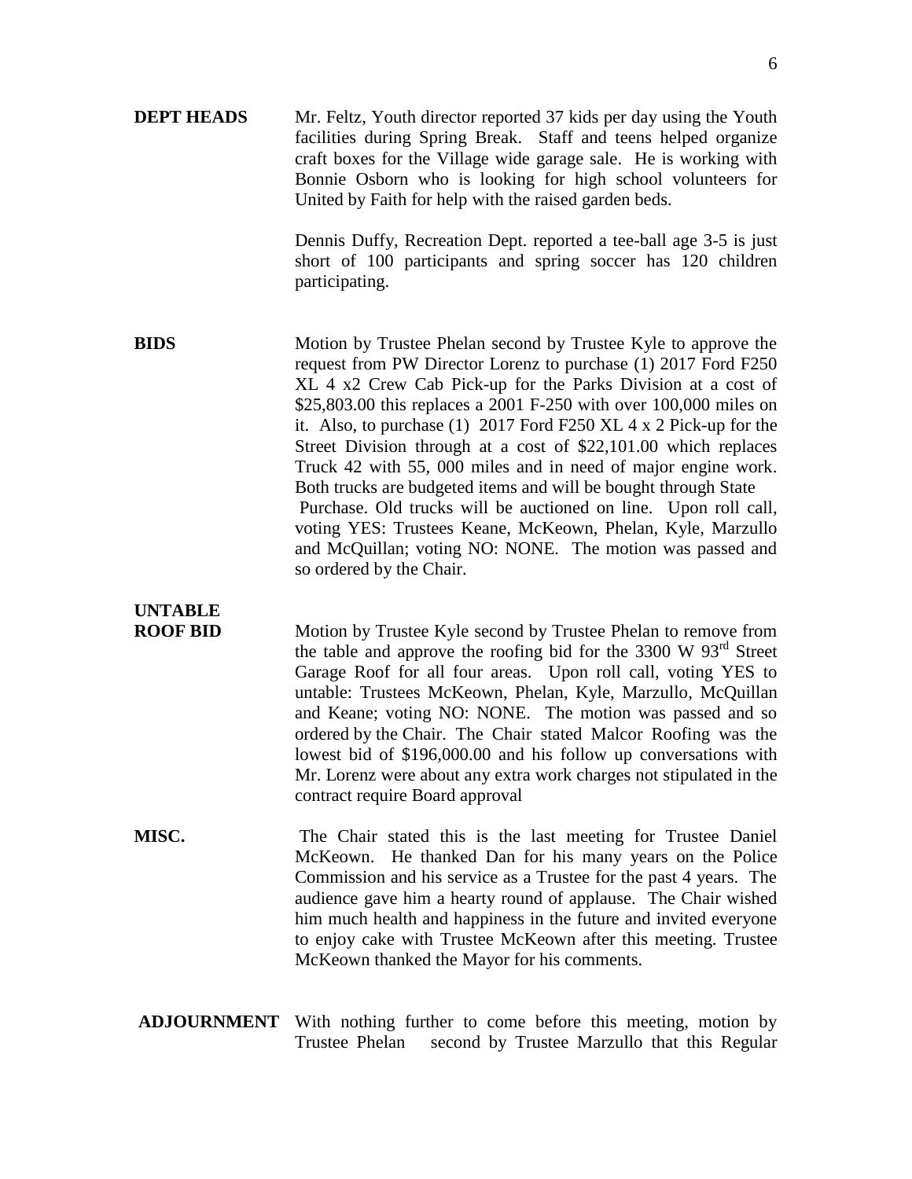**DEPT HEADS** Mr. Feltz, Youth director reported 37 kids per day using the Youth facilities during Spring Break. Staff and teens helped organize craft boxes for the Village wide garage sale. He is working with Bonnie Osborn who is looking for high school volunteers for United by Faith for help with the raised garden beds.

Dennis Duffy, Recreation Dept. reported a tee-ball age 3-5 is just short of 100 participants and spring soccer has 120 children participating.

**BIDS** Motion by Trustee Phelan second by Trustee Kyle to approve the request from PW Director Lorenz to purchase (1) 2017 Ford F250 XL 4 x2 Crew Cab Pick-up for the Parks Division at a cost of $25,803.00 this replaces a 2001 F-250 with over 100,000 miles on it. Also, to purchase (1) 2017 Ford F250 XL 4 x 2 Pick-up for the Street Division through at a cost of $22,101.00 which replaces Truck 42 with 55, 000 miles and in need of major engine work. Both trucks are budgeted items and will be bought through State Purchase. Old trucks will be auctioned on line. Upon roll call, voting YES: Trustees Keane, McKeown, Phelan, Kyle, Marzullo and McQuillan; voting NO: NONE. The motion was passed and so ordered by the Chair.

**UNTABLE ROOF BID** Motion by Trustee Kyle second by Trustee Phelan to remove from the table and approve the roofing bid for the 3300 W 93rd Street Garage Roof for all four areas. Upon roll call, voting YES to untable: Trustees McKeown, Phelan, Kyle, Marzullo, McQuillan and Keane; voting NO: NONE. The motion was passed and so ordered by the Chair. The Chair stated Malcor Roofing was the lowest bid of $196,000.00 and his follow up conversations with Mr. Lorenz were about any extra work charges not stipulated in the contract require Board approval

**MISC.** The Chair stated this is the last meeting for Trustee Daniel McKeown. He thanked Dan for his many years on the Police Commission and his service as a Trustee for the past 4 years. The audience gave him a hearty round of applause. The Chair wished him much health and happiness in the future and invited everyone to enjoy cake with Trustee McKeown after this meeting. Trustee McKeown thanked the Mayor for his comments.

**ADJOURNMENT** With nothing further to come before this meeting, motion by Trustee Phelan second by Trustee Marzullo that this Regular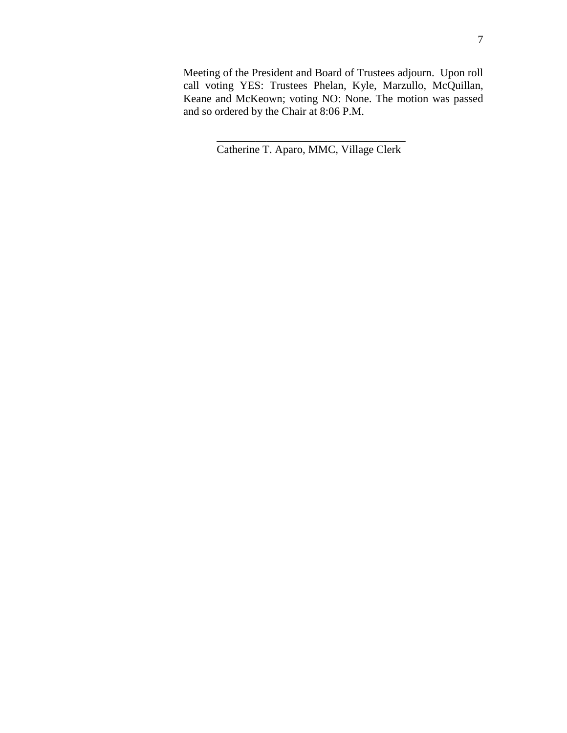Meeting of the President and Board of Trustees adjourn. Upon roll call voting YES: Trustees Phelan, Kyle, Marzullo, McQuillan, Keane and McKeown; voting NO: None. The motion was passed and so ordered by the Chair at 8:06 P.M.

___________________________________

Catherine T. Aparo, MMC, Village Clerk